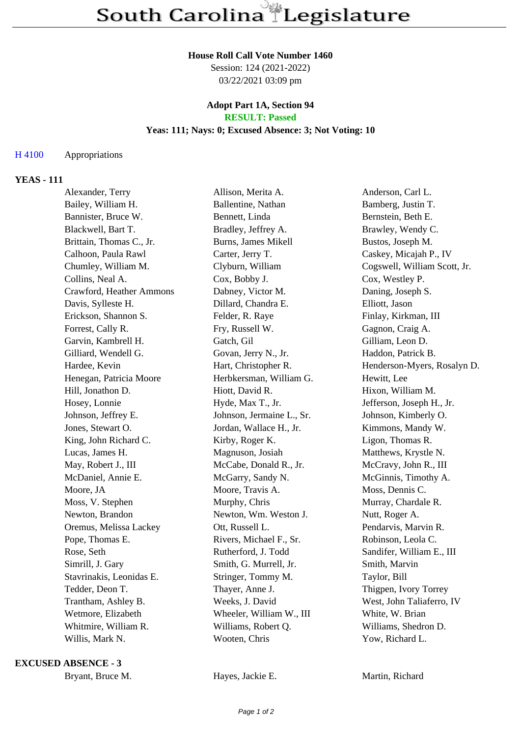# South Carolina Legislature

**House Roll Call Vote Number 1460**
Session: 124 (2021-2022)
03/22/2021 03:09 pm

**Adopt Part 1A, Section 94**
**RESULT: Passed**
**Yeas: 111; Nays: 0; Excused Absence: 3; Not Voting: 10**

H 4100 Appropriations

## YEAS - 111

| | | |
|---|---|---|
| Alexander, Terry | Allison, Merita A. | Anderson, Carl L. |
| Bailey, William H. | Ballentine, Nathan | Bamberg, Justin T. |
| Bannister, Bruce W. | Bennett, Linda | Bernstein, Beth E. |
| Blackwell, Bart T. | Bradley, Jeffrey A. | Brawley, Wendy C. |
| Brittain, Thomas C., Jr. | Burns, James Mikell | Bustos, Joseph M. |
| Calhoon, Paula Rawl | Carter, Jerry T. | Caskey, Micajah P., IV |
| Chumley, William M. | Clyburn, William | Cogswell, William Scott, Jr. |
| Collins, Neal A. | Cox, Bobby J. | Cox, Westley P. |
| Crawford, Heather Ammons | Dabney, Victor M. | Daning, Joseph S. |
| Davis, Sylleste H. | Dillard, Chandra E. | Elliott, Jason |
| Erickson, Shannon S. | Felder, R. Raye | Finlay, Kirkman, III |
| Forrest, Cally R. | Fry, Russell W. | Gagnon, Craig A. |
| Garvin, Kambrell H. | Gatch, Gil | Gilliam, Leon D. |
| Gilliard, Wendell G. | Govan, Jerry N., Jr. | Haddon, Patrick B. |
| Hardee, Kevin | Hart, Christopher R. | Henderson-Myers, Rosalyn D. |
| Henegan, Patricia Moore | Herbkersman, William G. | Hewitt, Lee |
| Hill, Jonathon D. | Hiott, David R. | Hixon, William M. |
| Hosey, Lonnie | Hyde, Max T., Jr. | Jefferson, Joseph H., Jr. |
| Johnson, Jeffrey E. | Johnson, Jermaine L., Sr. | Johnson, Kimberly O. |
| Jones, Stewart O. | Jordan, Wallace H., Jr. | Kimmons, Mandy W. |
| King, John Richard C. | Kirby, Roger K. | Ligon, Thomas R. |
| Lucas, James H. | Magnuson, Josiah | Matthews, Krystle N. |
| May, Robert J., III | McCabe, Donald R., Jr. | McCravy, John R., III |
| McDaniel, Annie E. | McGarry, Sandy N. | McGinnis, Timothy A. |
| Moore, JA | Moore, Travis A. | Moss, Dennis C. |
| Moss, V. Stephen | Murphy, Chris | Murray, Chardale R. |
| Newton, Brandon | Newton, Wm. Weston J. | Nutt, Roger A. |
| Oremus, Melissa Lackey | Ott, Russell L. | Pendarvis, Marvin R. |
| Pope, Thomas E. | Rivers, Michael F., Sr. | Robinson, Leola C. |
| Rose, Seth | Rutherford, J. Todd | Sandifer, William E., III |
| Simrill, J. Gary | Smith, G. Murrell, Jr. | Smith, Marvin |
| Stavrinakis, Leonidas E. | Stringer, Tommy M. | Taylor, Bill |
| Tedder, Deon T. | Thayer, Anne J. | Thigpen, Ivory Torrey |
| Trantham, Ashley B. | Weeks, J. David | West, John Taliaferro, IV |
| Wetmore, Elizabeth | Wheeler, William W., III | White, W. Brian |
| Whitmire, William R. | Williams, Robert Q. | Williams, Shedron D. |
| Willis, Mark N. | Wooten, Chris | Yow, Richard L. |

## EXCUSED ABSENCE - 3

| | | |
|---|---|---|
| Bryant, Bruce M. | Hayes, Jackie E. | Martin, Richard |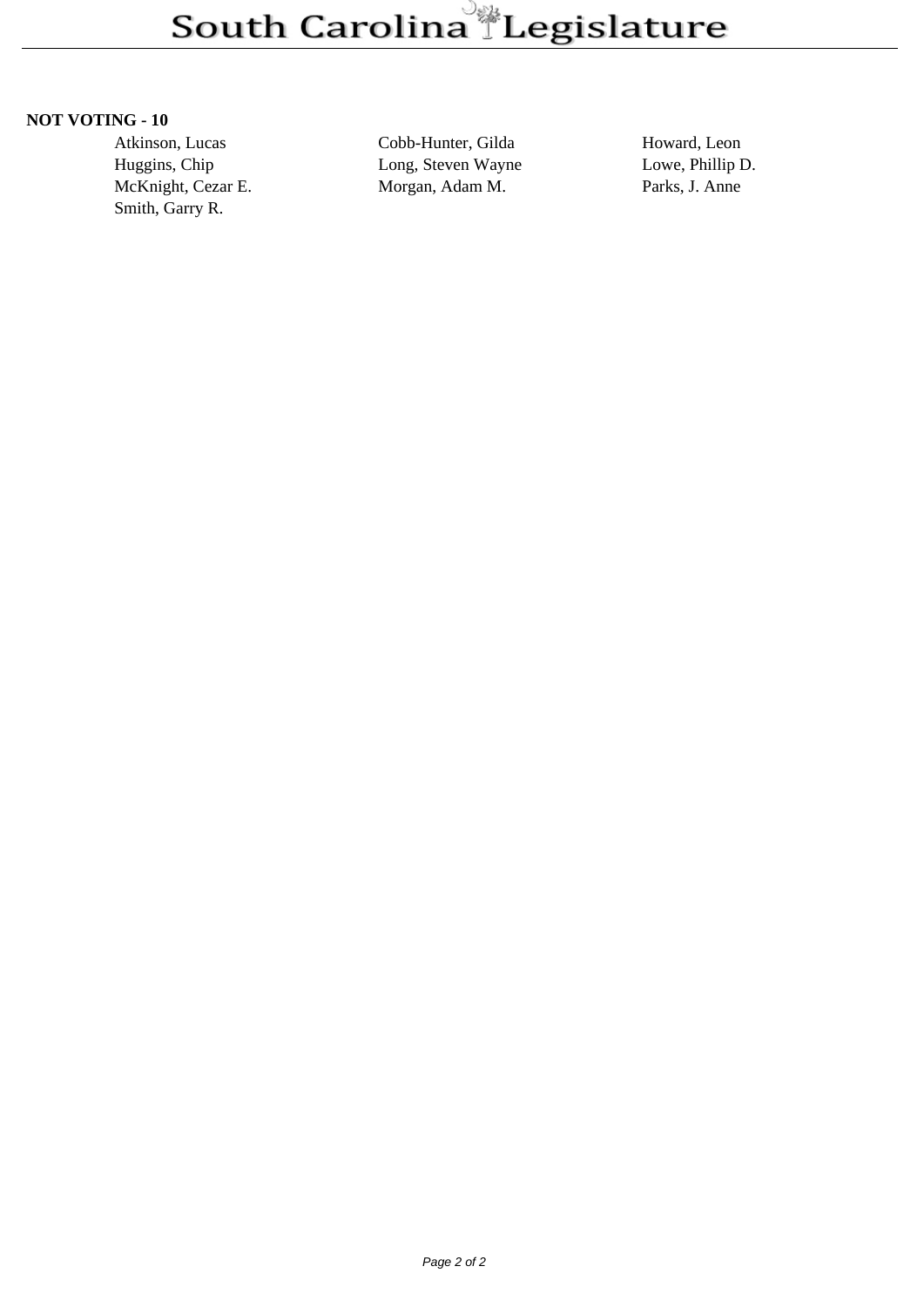**NOT VOTING - 10**

| | | |
|---|---|---|
| Atkinson, Lucas | Cobb-Hunter, Gilda | Howard, Leon |
| Huggins, Chip | Long, Steven Wayne | Lowe, Phillip D. |
| McKnight, Cezar E. | Morgan, Adam M. | Parks, J. Anne |
| Smith, Garry R. | | |